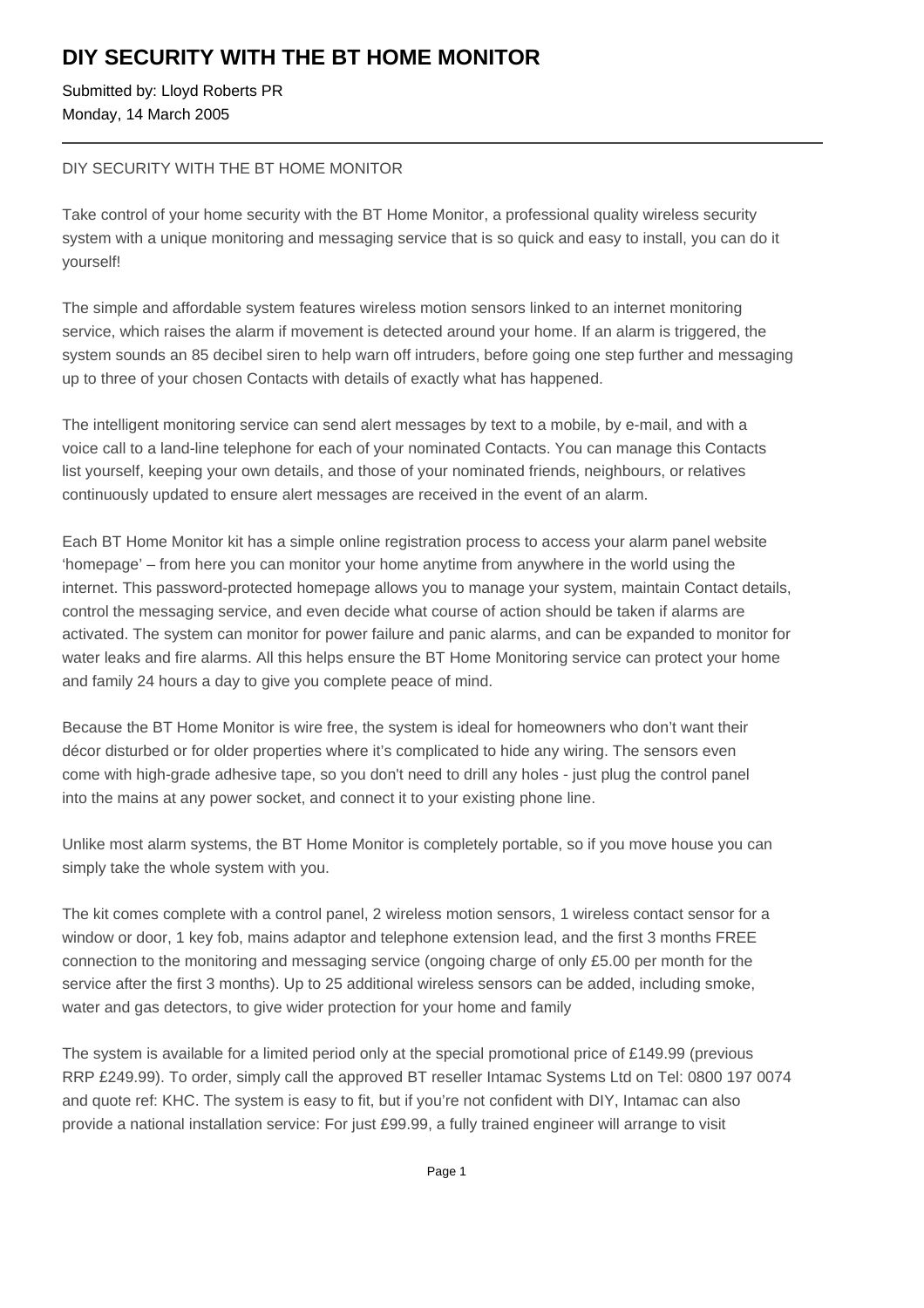# DIY SECURITY WITH THE BT HOME MONITOR

Submitted by: Lloyd Roberts PR
Monday, 14 March 2005

---

DIY SECURITY WITH THE BT HOME MONITOR

Take control of your home security with the BT Home Monitor, a professional quality wireless security system with a unique monitoring and messaging service that is so quick and easy to install, you can do it yourself!

The simple and affordable system features wireless motion sensors linked to an internet monitoring service, which raises the alarm if movement is detected around your home. If an alarm is triggered, the system sounds an 85 decibel siren to help warn off intruders, before going one step further and messaging up to three of your chosen Contacts with details of exactly what has happened.

The intelligent monitoring service can send alert messages by text to a mobile, by e-mail, and with a voice call to a land-line telephone for each of your nominated Contacts. You can manage this Contacts list yourself, keeping your own details, and those of your nominated friends, neighbours, or relatives continuously updated to ensure alert messages are received in the event of an alarm.

Each BT Home Monitor kit has a simple online registration process to access your alarm panel website 'homepage' – from here you can monitor your home anytime from anywhere in the world using the internet. This password-protected homepage allows you to manage your system, maintain Contact details, control the messaging service, and even decide what course of action should be taken if alarms are activated. The system can monitor for power failure and panic alarms, and can be expanded to monitor for water leaks and fire alarms. All this helps ensure the BT Home Monitoring service can protect your home and family 24 hours a day to give you complete peace of mind.

Because the BT Home Monitor is wire free, the system is ideal for homeowners who don't want their décor disturbed or for older properties where it's complicated to hide any wiring. The sensors even come with high-grade adhesive tape, so you don't need to drill any holes - just plug the control panel into the mains at any power socket, and connect it to your existing phone line.

Unlike most alarm systems, the BT Home Monitor is completely portable, so if you move house you can simply take the whole system with you.

The kit comes complete with a control panel, 2 wireless motion sensors, 1 wireless contact sensor for a window or door, 1 key fob, mains adaptor and telephone extension lead, and the first 3 months FREE connection to the monitoring and messaging service (ongoing charge of only £5.00 per month for the service after the first 3 months). Up to 25 additional wireless sensors can be added, including smoke, water and gas detectors, to give wider protection for your home and family

The system is available for a limited period only at the special promotional price of £149.99 (previous RRP £249.99). To order, simply call the approved BT reseller Intamac Systems Ltd on Tel: 0800 197 0074 and quote ref: KHC. The system is easy to fit, but if you're not confident with DIY, Intamac can also provide a national installation service: For just £99.99, a fully trained engineer will arrange to visit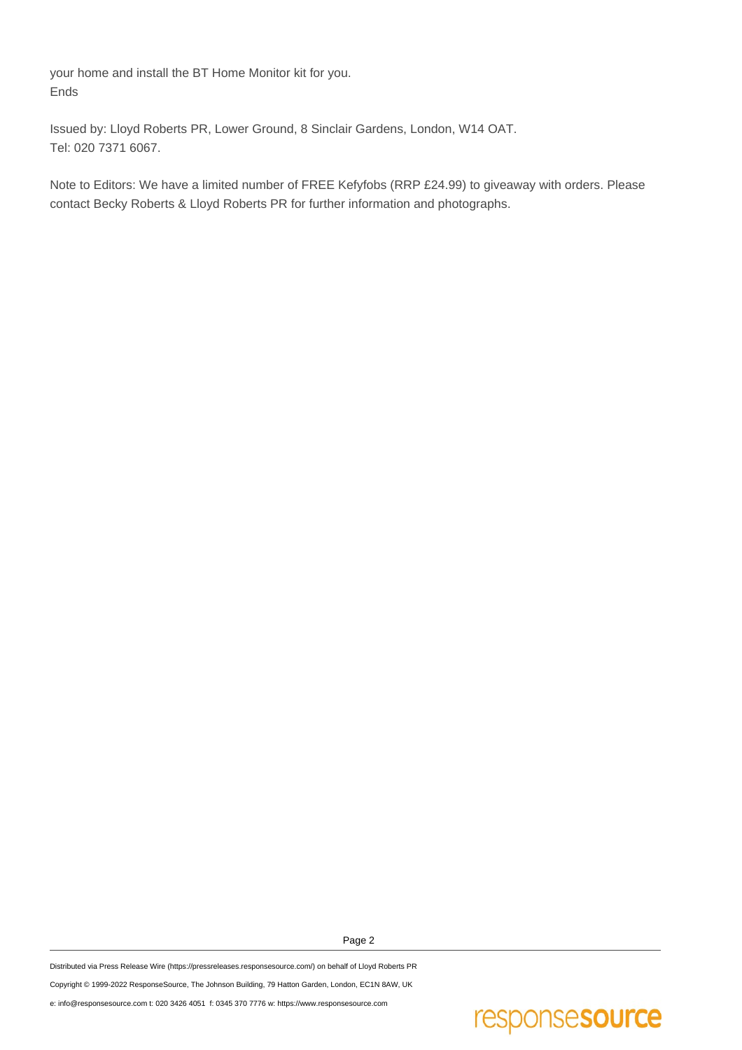your home and install the BT Home Monitor kit for you.
Ends

Issued by: Lloyd Roberts PR, Lower Ground, 8 Sinclair Gardens, London, W14 OAT.
Tel: 020 7371 6067.

Note to Editors: We have a limited number of FREE Kefyfobs (RRP £24.99) to giveaway with orders. Please contact Becky Roberts & Lloyd Roberts PR for further information and photographs.